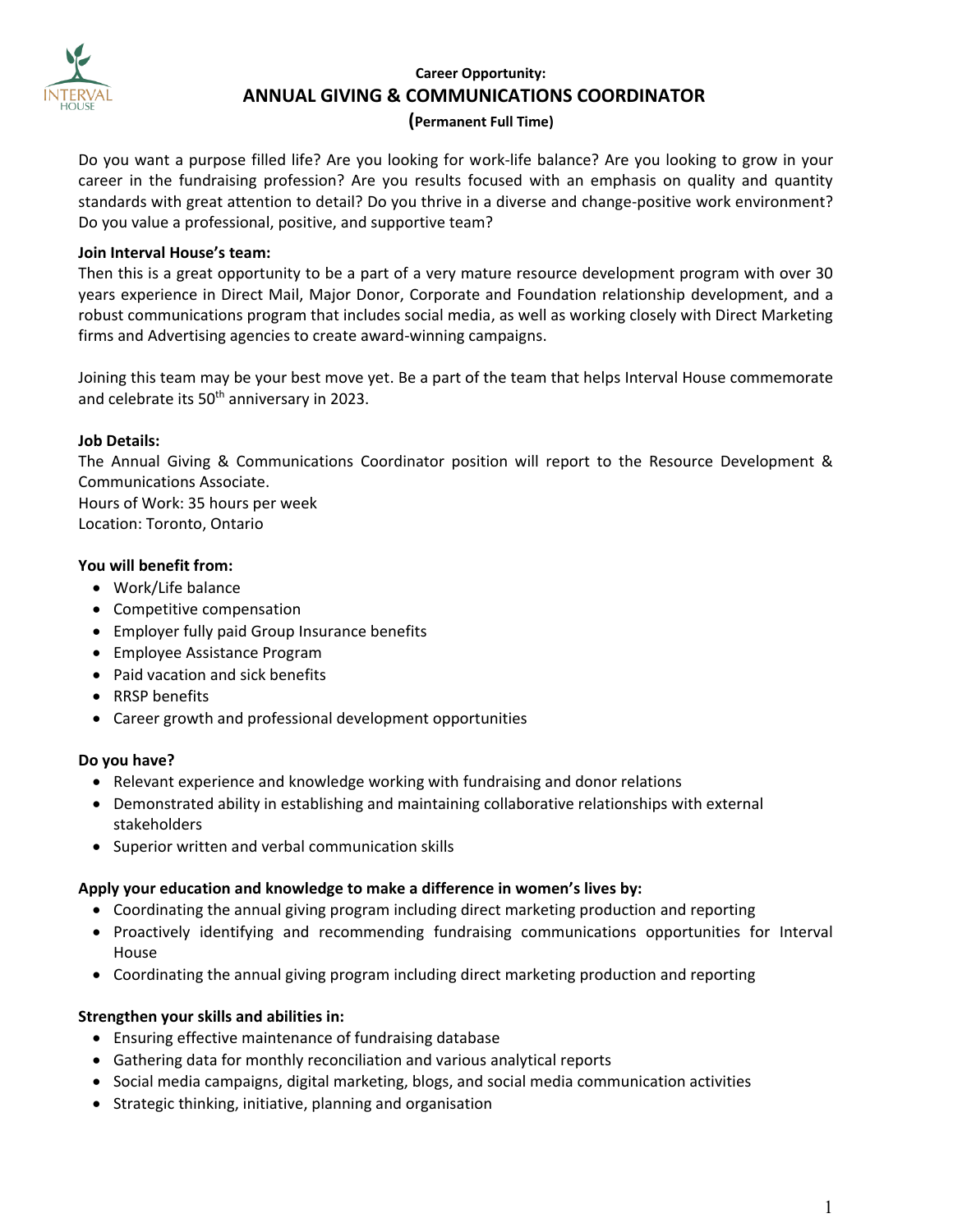**Career Opportunity:**

# ANNUAL GIVING & COMMUNICATIONS COORDINATOR

**(Permanent Full Time)**

Do you want a purpose filled life? Are you looking for work-life balance? Are you looking to grow in your career in the fundraising profession? Are you results focused with an emphasis on quality and quantity standards with great attention to detail? Do you thrive in a diverse and change-positive work environment? Do you value a professional, positive, and supportive team?

**Join Interval House's team:**

Then this is a great opportunity to be a part of a very mature resource development program with over 30 years experience in Direct Mail, Major Donor, Corporate and Foundation relationship development, and a robust communications program that includes social media, as well as working closely with Direct Marketing firms and Advertising agencies to create award-winning campaigns.

Joining this team may be your best move yet. Be a part of the team that helps Interval House commemorate and celebrate its 50th anniversary in 2023.

**Job Details:**

The Annual Giving & Communications Coordinator position will report to the Resource Development & Communications Associate.
Hours of Work: 35 hours per week
Location: Toronto, Ontario

**You will benefit from:**

- Work/Life balance
- Competitive compensation
- Employer fully paid Group Insurance benefits
- Employee Assistance Program
- Paid vacation and sick benefits
- RRSP benefits
- Career growth and professional development opportunities

**Do you have?**

- Relevant experience and knowledge working with fundraising and donor relations
- Demonstrated ability in establishing and maintaining collaborative relationships with external stakeholders
- Superior written and verbal communication skills

**Apply your education and knowledge to make a difference in women's lives by:**

- Coordinating the annual giving program including direct marketing production and reporting
- Proactively identifying and recommending fundraising communications opportunities for Interval House
- Coordinating the annual giving program including direct marketing production and reporting

**Strengthen your skills and abilities in:**

- Ensuring effective maintenance of fundraising database
- Gathering data for monthly reconciliation and various analytical reports
- Social media campaigns, digital marketing, blogs, and social media communication activities
- Strategic thinking, initiative, planning and organisation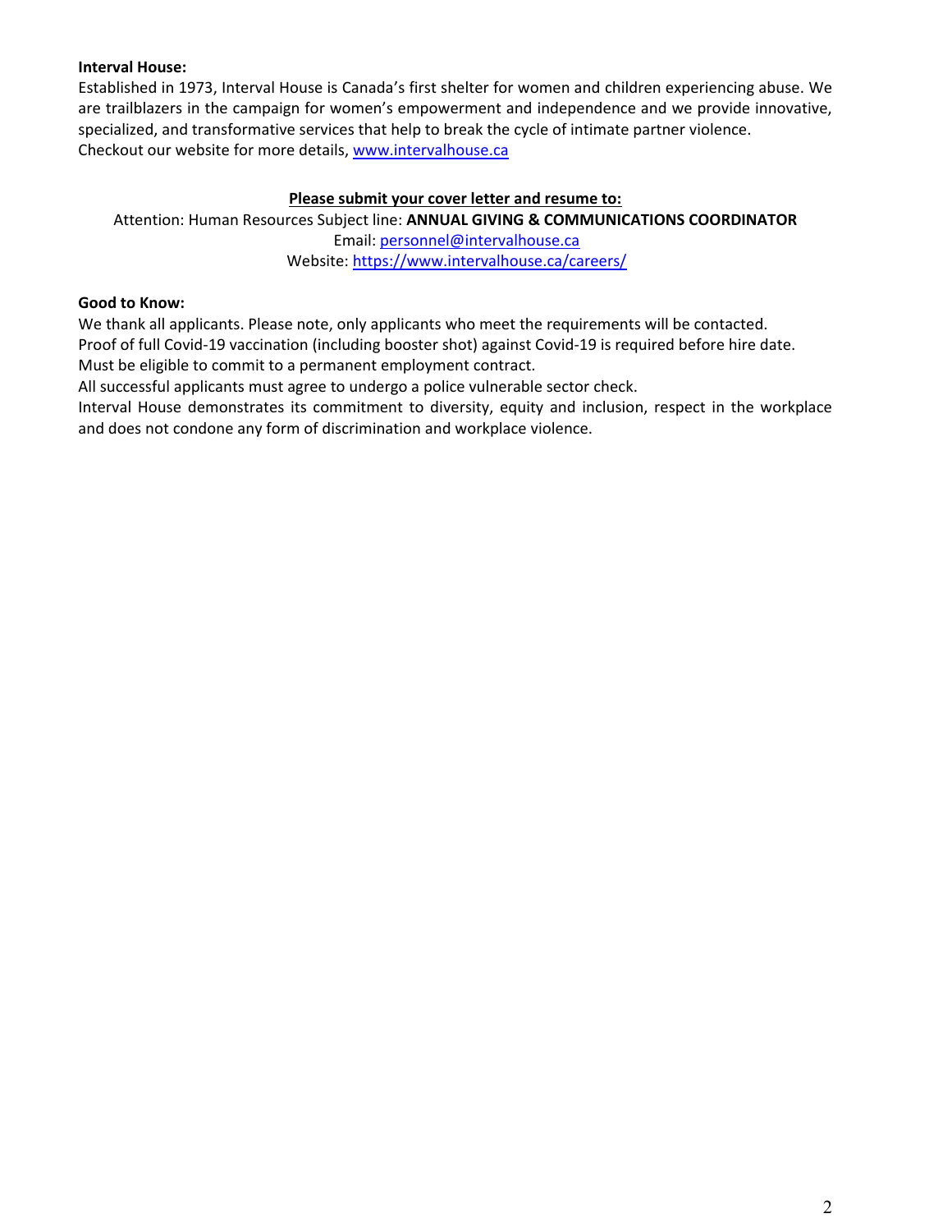**Interval House:**

Established in 1973, Interval House is Canada's first shelter for women and children experiencing abuse. We are trailblazers in the campaign for women's empowerment and independence and we provide innovative, specialized, and transformative services that help to break the cycle of intimate partner violence.
Checkout our website for more details, [www.intervalhouse.ca](http://www.intervalhouse.ca)

**Please submit your cover letter and resume to:**

Attention: Human Resources Subject line: **ANNUAL GIVING & COMMUNICATIONS COORDINATOR**
Email: [personnel@intervalhouse.ca](mailto:personnel@intervalhouse.ca)
Website: [https://www.intervalhouse.ca/careers/](https://www.intervalhouse.ca/careers/)

**Good to Know:**

We thank all applicants. Please note, only applicants who meet the requirements will be contacted.
Proof of full Covid-19 vaccination (including booster shot) against Covid-19 is required before hire date.
Must be eligible to commit to a permanent employment contract.
All successful applicants must agree to undergo a police vulnerable sector check.
Interval House demonstrates its commitment to diversity, equity and inclusion, respect in the workplace and does not condone any form of discrimination and workplace violence.